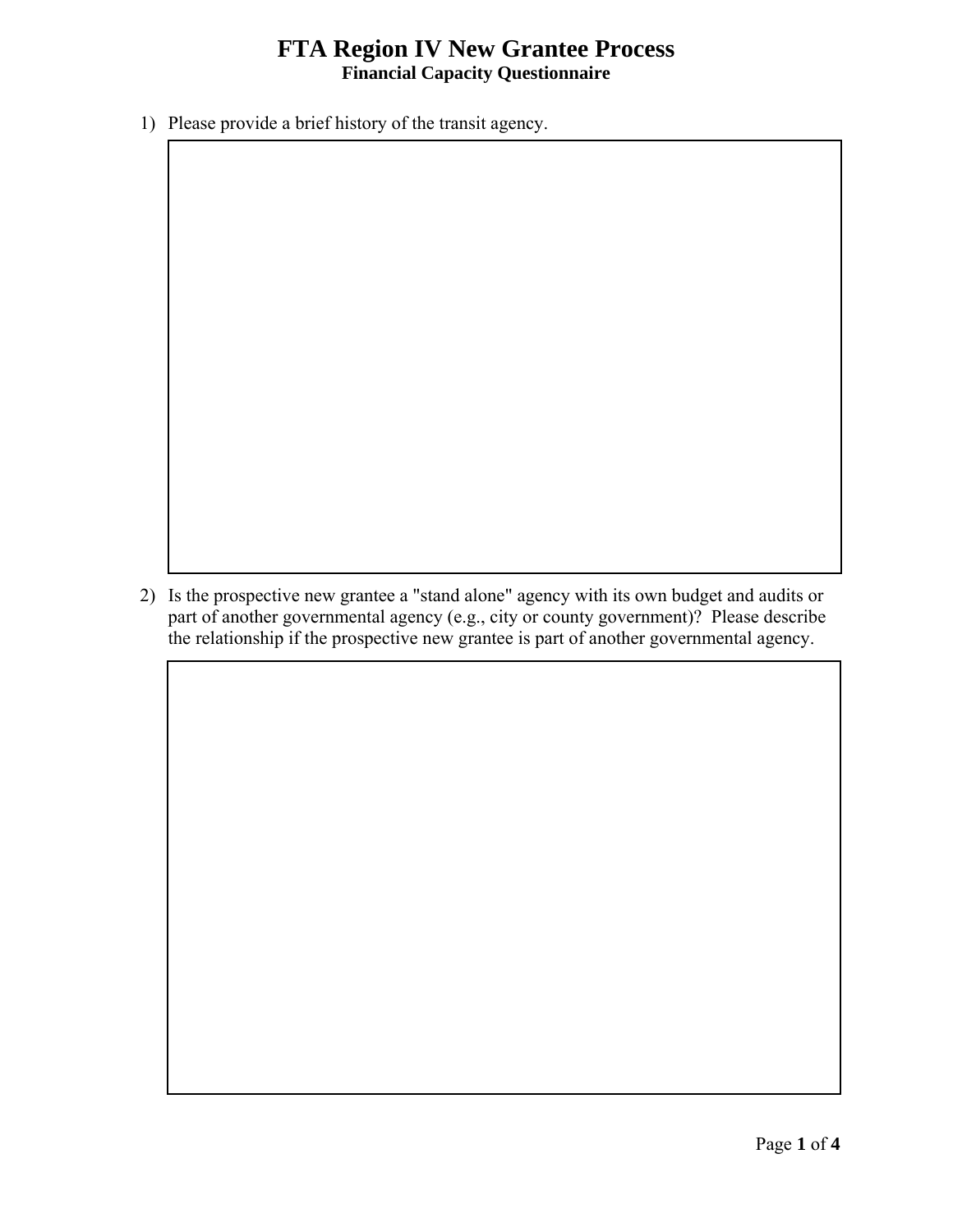# FTA Region IV New Grantee Process

## Financial Capacity Questionnaire

1) Please provide a brief history of the transit agency.

2) Is the prospective new grantee a "stand alone" agency with its own budget and audits or part of another governmental agency (e.g., city or county government)? Please describe the relationship if the prospective new grantee is part of another governmental agency.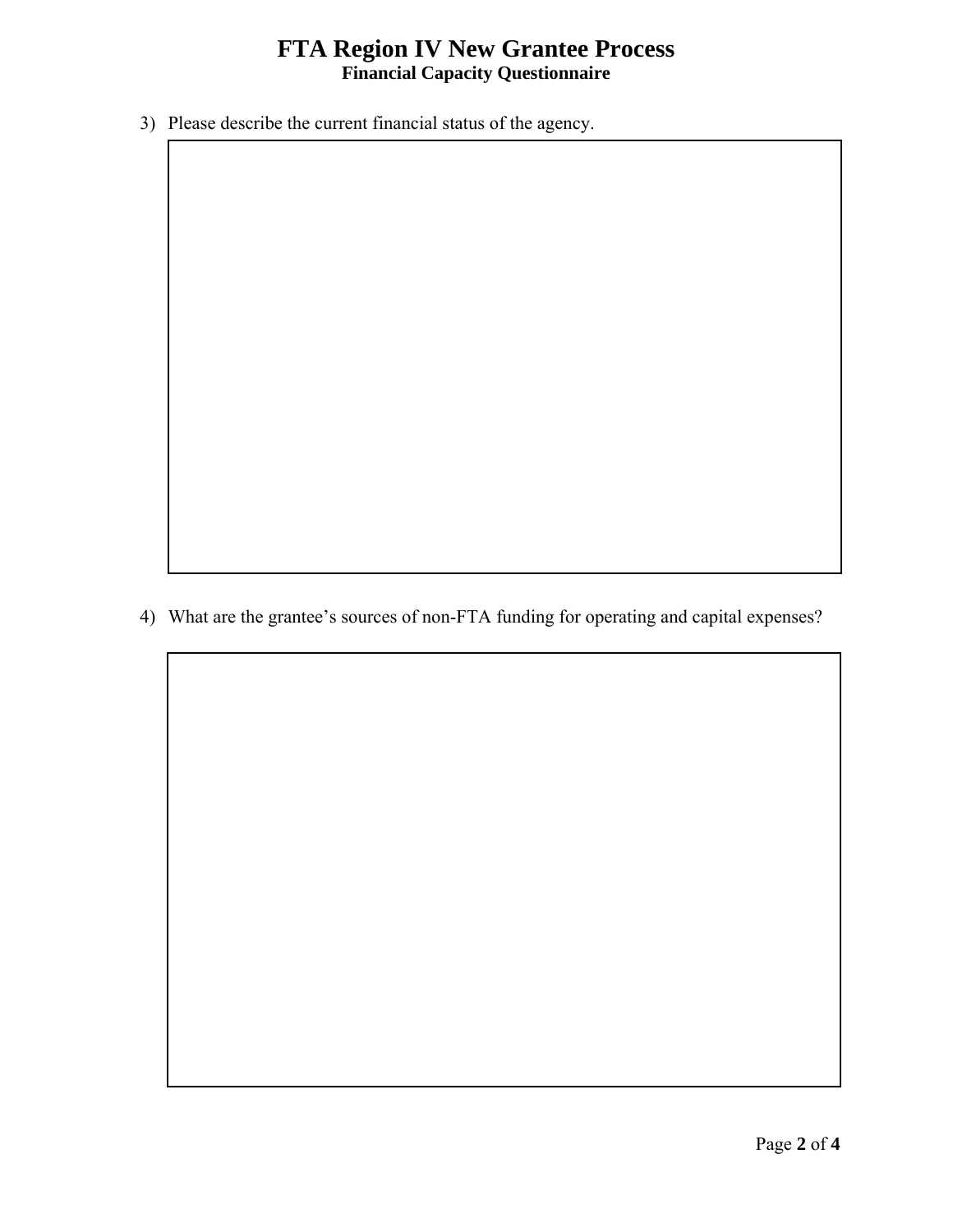# FTA Region IV New Grantee Process
**Financial Capacity Questionnaire**

3) Please describe the current financial status of the agency.

4) What are the grantee's sources of non-FTA funding for operating and capital expenses?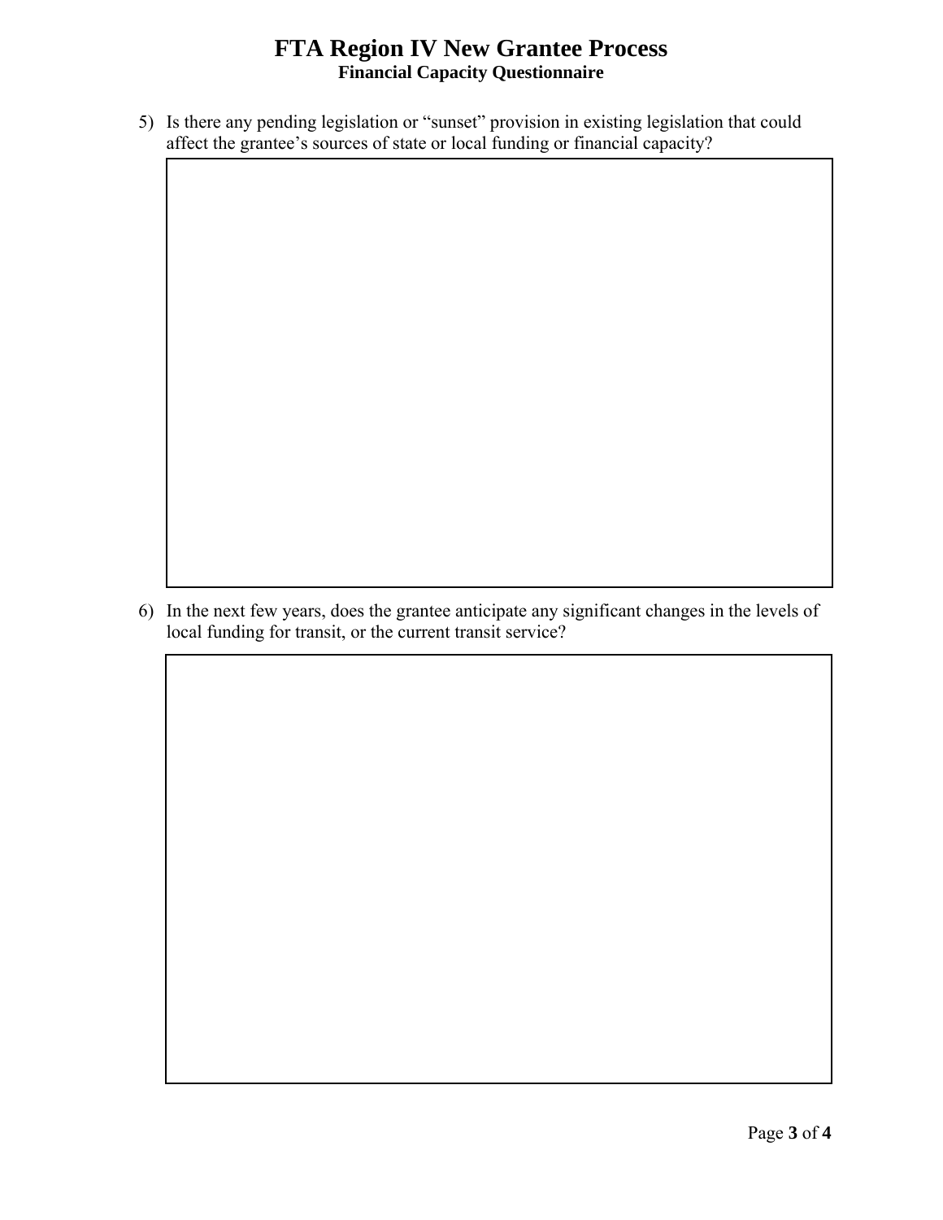5) Is there any pending legislation or "sunset" provision in existing legislation that could affect the grantee's sources of state or local funding or financial capacity?

6) In the next few years, does the grantee anticipate any significant changes in the levels of local funding for transit, or the current transit service?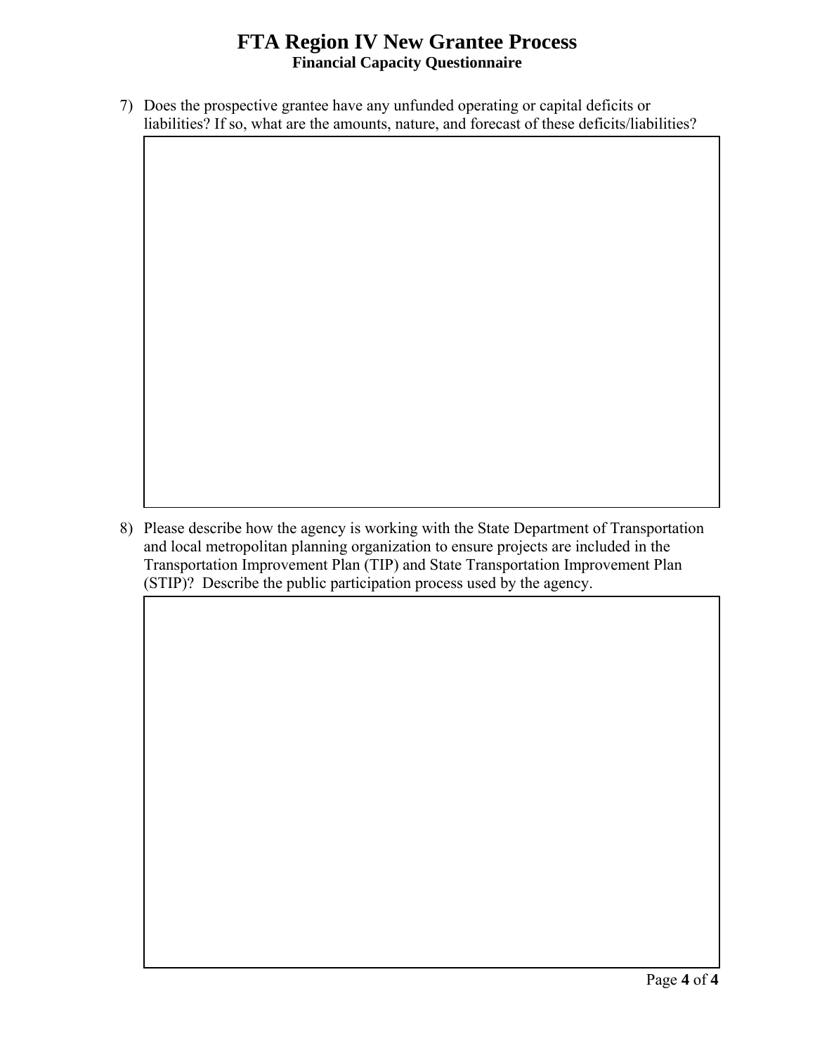7) Does the prospective grantee have any unfunded operating or capital deficits or liabilities? If so, what are the amounts, nature, and forecast of these deficits/liabilities?

8) Please describe how the agency is working with the State Department of Transportation and local metropolitan planning organization to ensure projects are included in the Transportation Improvement Plan (TIP) and State Transportation Improvement Plan (STIP)? Describe the public participation process used by the agency.